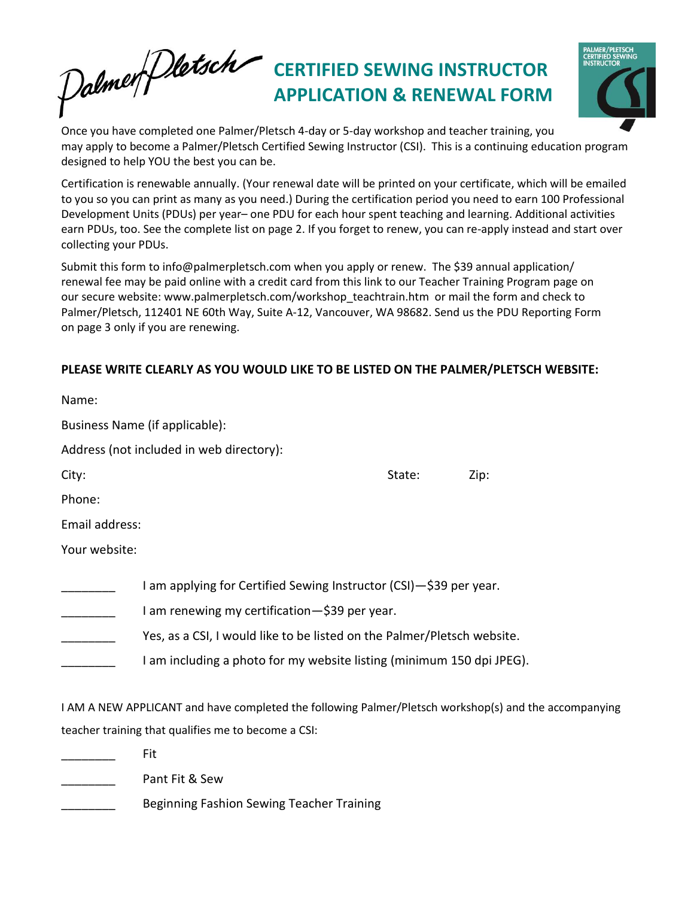Palmer/Pletsch

# CERTIFIED SEWING INSTRUCTOR APPLICATION & RENEWAL FORM

PALMER/PLETSCH CERTIFIED SEWING INSTRUCTOR

Once you have completed one Palmer/Pletsch 4-day or 5-day workshop and teacher training, you may apply to become a Palmer/Pletsch Certified Sewing Instructor (CSI). This is a continuing education program designed to help YOU the best you can be.

Certification is renewable annually. (Your renewal date will be printed on your certificate, which will be emailed to you so you can print as many as you need.) During the certification period you need to earn 100 Professional Development Units (PDUs) per year– one PDU for each hour spent teaching and learning. Additional activities earn PDUs, too. See the complete list on page 2. If you forget to renew, you can re-apply instead and start over collecting your PDUs.

Submit this form to info@palmerpletsch.com when you apply or renew. The $39 annual application/ renewal fee may be paid online with a credit card from this link to our Teacher Training Program page on our secure website: www.palmerpletsch.com/workshop_teachtrain.htm or mail the form and check to Palmer/Pletsch, 112401 NE 60th Way, Suite A-12, Vancouver, WA 98682. Send us the PDU Reporting Form on page 3 only if you are renewing.

**PLEASE WRITE CLEARLY AS YOU WOULD LIKE TO BE LISTED ON THE PALMER/PLETSCH WEBSITE:**

Name:

Business Name (if applicable):

Address (not included in web directory):

City: State: Zip:

Phone:

Email address:

Your website:

________ I am applying for Certified Sewing Instructor (CSI)—$39 per year.

________ I am renewing my certification—$39 per year.

________ Yes, as a CSI, I would like to be listed on the Palmer/Pletsch website.

________ I am including a photo for my website listing (minimum 150 dpi JPEG).

I AM A NEW APPLICANT and have completed the following Palmer/Pletsch workshop(s) and the accompanying teacher training that qualifies me to become a CSI:

________ Fit

________ Pant Fit & Sew

________ Beginning Fashion Sewing Teacher Training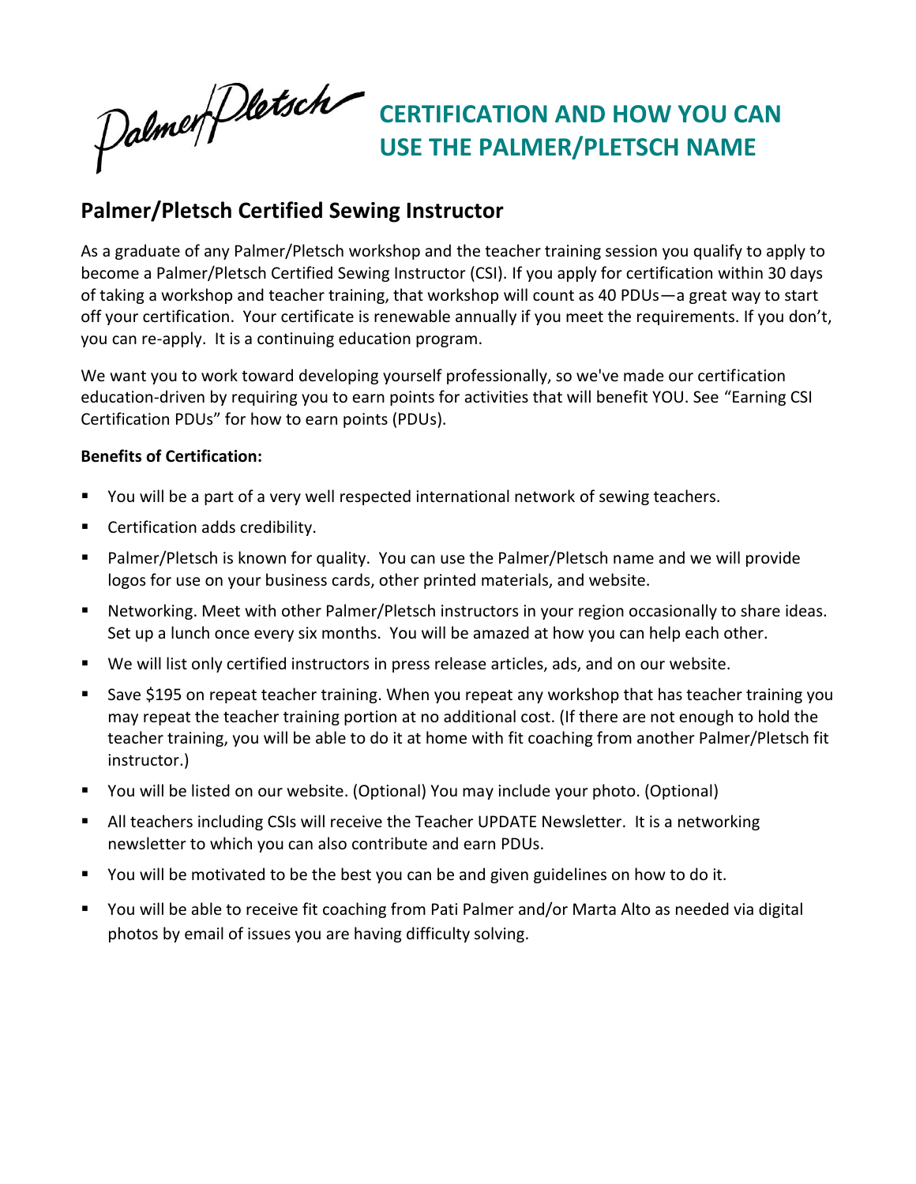Palmer/Pletsch

# CERTIFICATION AND HOW YOU CAN USE THE PALMER/PLETSCH NAME

## Palmer/Pletsch Certified Sewing Instructor

As a graduate of any Palmer/Pletsch workshop and the teacher training session you qualify to apply to become a Palmer/Pletsch Certified Sewing Instructor (CSI). If you apply for certification within 30 days of taking a workshop and teacher training, that workshop will count as 40 PDUs—a great way to start off your certification. Your certificate is renewable annually if you meet the requirements. If you don't, you can re-apply. It is a continuing education program.

We want you to work toward developing yourself professionally, so we've made our certification education-driven by requiring you to earn points for activities that will benefit YOU. See "Earning CSI Certification PDUs" for how to earn points (PDUs).

**Benefits of Certification:**

- You will be a part of a very well respected international network of sewing teachers.
- Certification adds credibility.
- Palmer/Pletsch is known for quality. You can use the Palmer/Pletsch name and we will provide logos for use on your business cards, other printed materials, and website.
- Networking. Meet with other Palmer/Pletsch instructors in your region occasionally to share ideas. Set up a lunch once every six months. You will be amazed at how you can help each other.
- We will list only certified instructors in press release articles, ads, and on our website.
- Save $195 on repeat teacher training. When you repeat any workshop that has teacher training you may repeat the teacher training portion at no additional cost. (If there are not enough to hold the teacher training, you will be able to do it at home with fit coaching from another Palmer/Pletsch fit instructor.)
- You will be listed on our website. (Optional) You may include your photo. (Optional)
- All teachers including CSIs will receive the Teacher UPDATE Newsletter. It is a networking newsletter to which you can also contribute and earn PDUs.
- You will be motivated to be the best you can be and given guidelines on how to do it.
- You will be able to receive fit coaching from Pati Palmer and/or Marta Alto as needed via digital photos by email of issues you are having difficulty solving.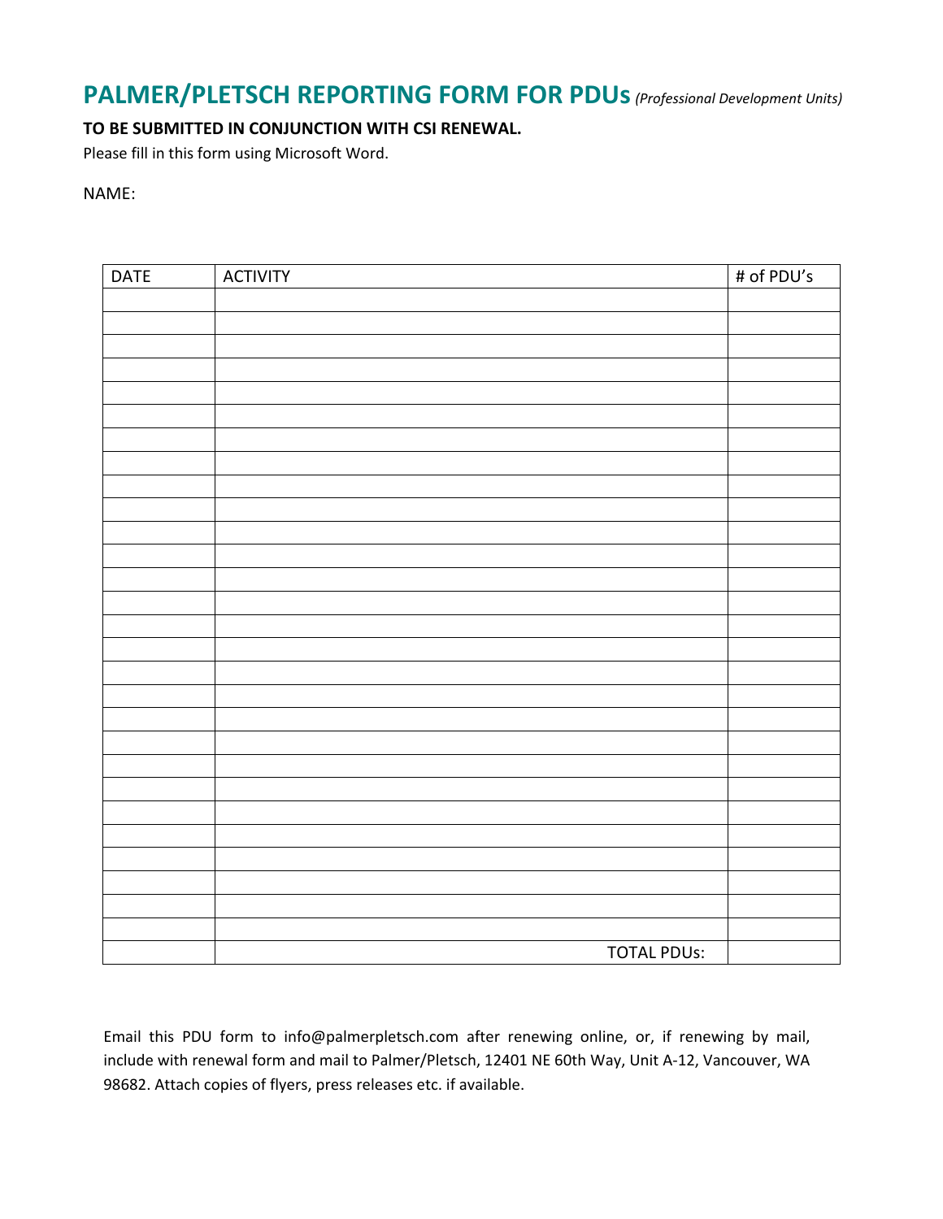# PALMER/PLETSCH REPORTING FORM FOR PDUs *(Professional Development Units)*

**TO BE SUBMITTED IN CONJUNCTION WITH CSI RENEWAL.**

Please fill in this form using Microsoft Word.

NAME:

| DATE | ACTIVITY | # of PDU's |
|---|---|---|
| | | |
| | | |
| | | |
| | | |
| | | |
| | | |
| | | |
| | | |
| | | |
| | | |
| | | |
| | | |
| | | |
| | | |
| | | |
| | | |
| | | |
| | | |
| | | |
| | | |
| | | |
| | | |
| | | |
| | | |
| | | |
| | | |
| | | |
| | | |
| | TOTAL PDUs: | |

Email this PDU form to info@palmerpletsch.com after renewing online, or, if renewing by mail, include with renewal form and mail to Palmer/Pletsch, 12401 NE 60th Way, Unit A-12, Vancouver, WA 98682. Attach copies of flyers, press releases etc. if available.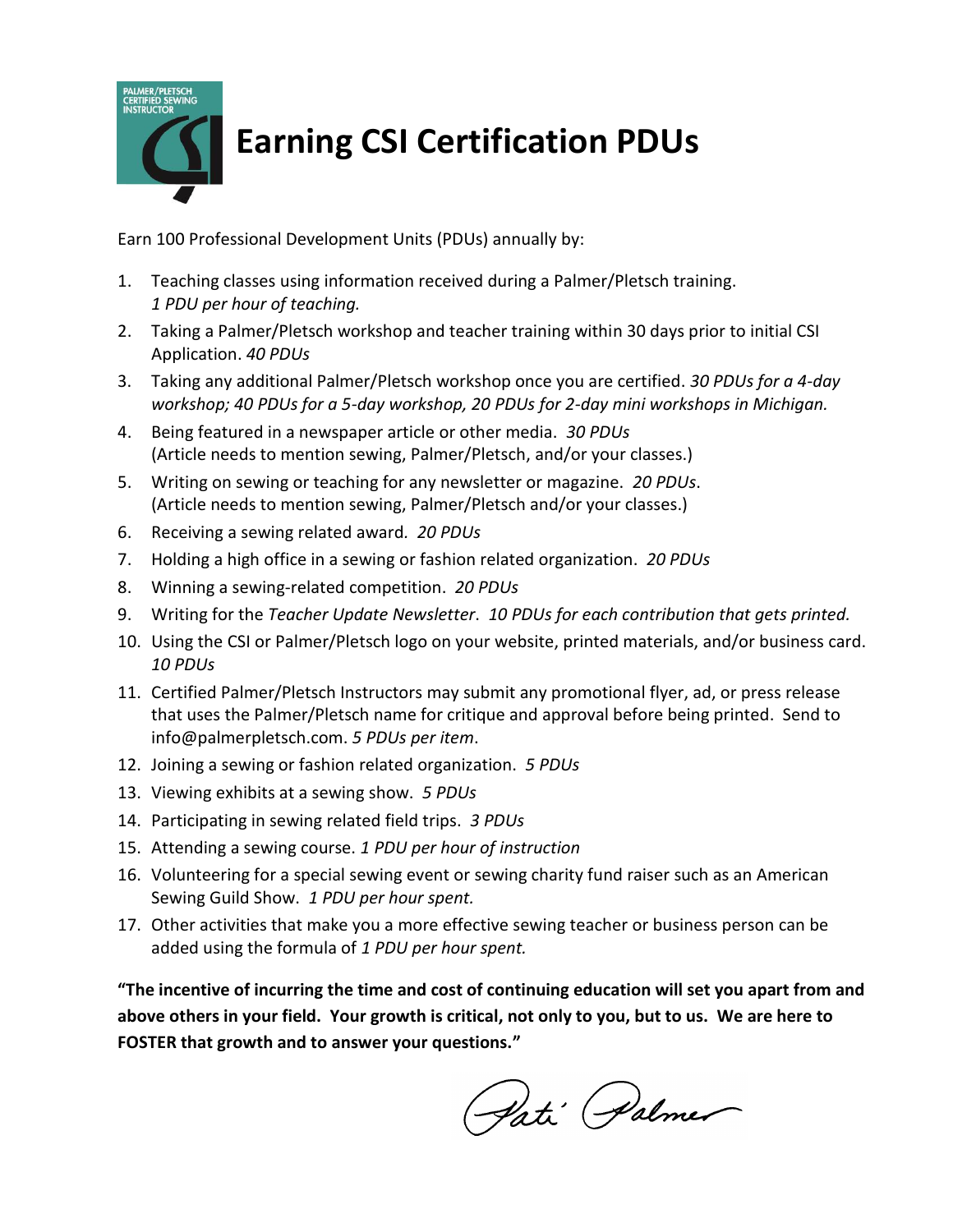PALMER/PLETSCH CERTIFIED SEWING INSTRUCTOR

# Earning CSI Certification PDUs

Earn 100 Professional Development Units (PDUs) annually by:

1. Teaching classes using information received during a Palmer/Pletsch training. *1 PDU per hour of teaching.*
2. Taking a Palmer/Pletsch workshop and teacher training within 30 days prior to initial CSI Application. *40 PDUs*
3. Taking any additional Palmer/Pletsch workshop once you are certified. *30 PDUs for a 4-day workshop; 40 PDUs for a 5-day workshop, 20 PDUs for 2-day mini workshops in Michigan.*
4. Being featured in a newspaper article or other media. *30 PDUs* (Article needs to mention sewing, Palmer/Pletsch, and/or your classes.)
5. Writing on sewing or teaching for any newsletter or magazine. *20 PDUs*. (Article needs to mention sewing, Palmer/Pletsch and/or your classes.)
6. Receiving a sewing related award. *20 PDUs*
7. Holding a high office in a sewing or fashion related organization. *20 PDUs*
8. Winning a sewing-related competition. *20 PDUs*
9. Writing for the *Teacher Update Newsletter*. *10 PDUs for each contribution that gets printed.*
10. Using the CSI or Palmer/Pletsch logo on your website, printed materials, and/or business card. *10 PDUs*
11. Certified Palmer/Pletsch Instructors may submit any promotional flyer, ad, or press release that uses the Palmer/Pletsch name for critique and approval before being printed. Send to info@palmerpletsch.com. *5 PDUs per item*.
12. Joining a sewing or fashion related organization. *5 PDUs*
13. Viewing exhibits at a sewing show. *5 PDUs*
14. Participating in sewing related field trips. *3 PDUs*
15. Attending a sewing course. *1 PDU per hour of instruction*
16. Volunteering for a special sewing event or sewing charity fund raiser such as an American Sewing Guild Show. *1 PDU per hour spent.*
17. Other activities that make you a more effective sewing teacher or business person can be added using the formula of *1 PDU per hour spent.*

**"The incentive of incurring the time and cost of continuing education will set you apart from and above others in your field. Your growth is critical, not only to you, but to us. We are here to FOSTER that growth and to answer your questions."**

Pati Palmer